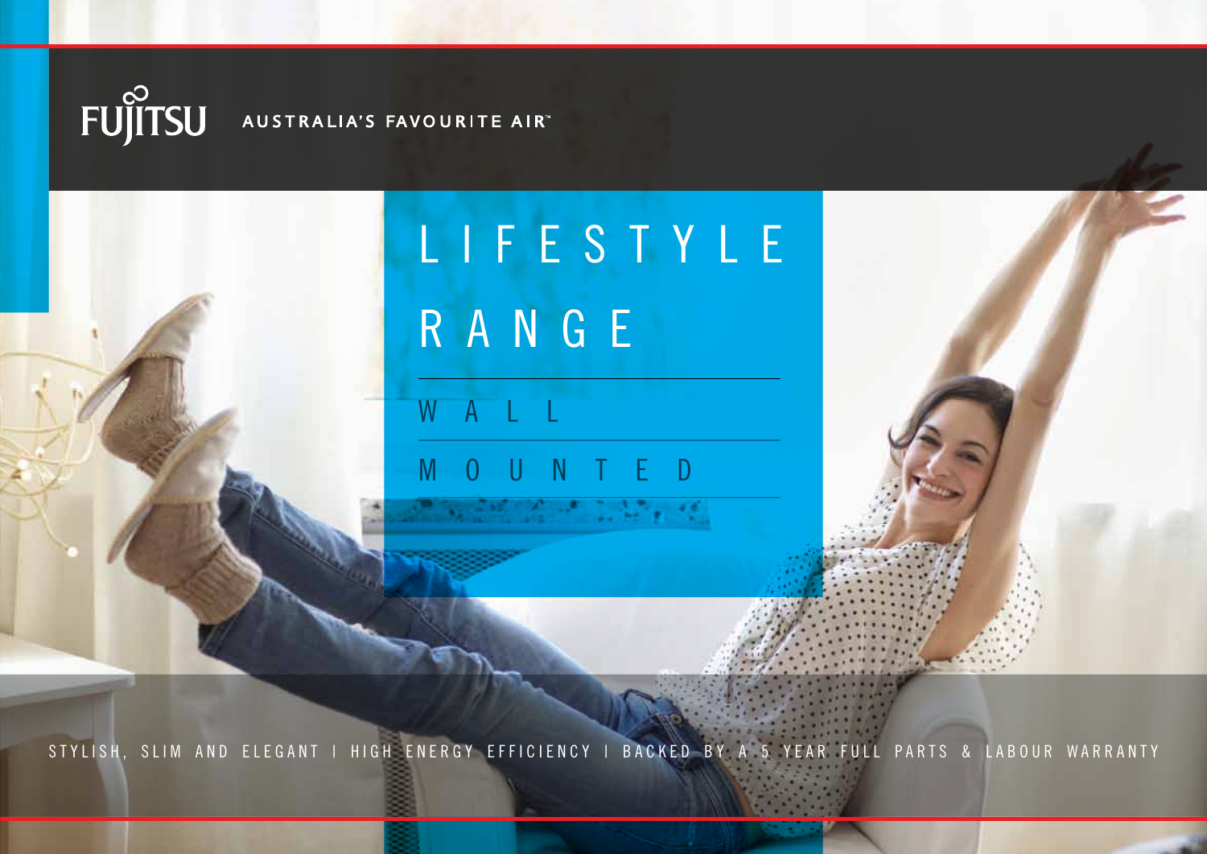FUJITSU AUSTRALIA'S FAVOURITE AIR™

# LIFESTYLE RANGE

## WALL MOUNTED

STYLISH, SLIM AND ELEGANT | HIGH ENERGY EFFICIENCY | BACKED BY A 5 YEAR FULL PARTS & LABOUR WARRANTY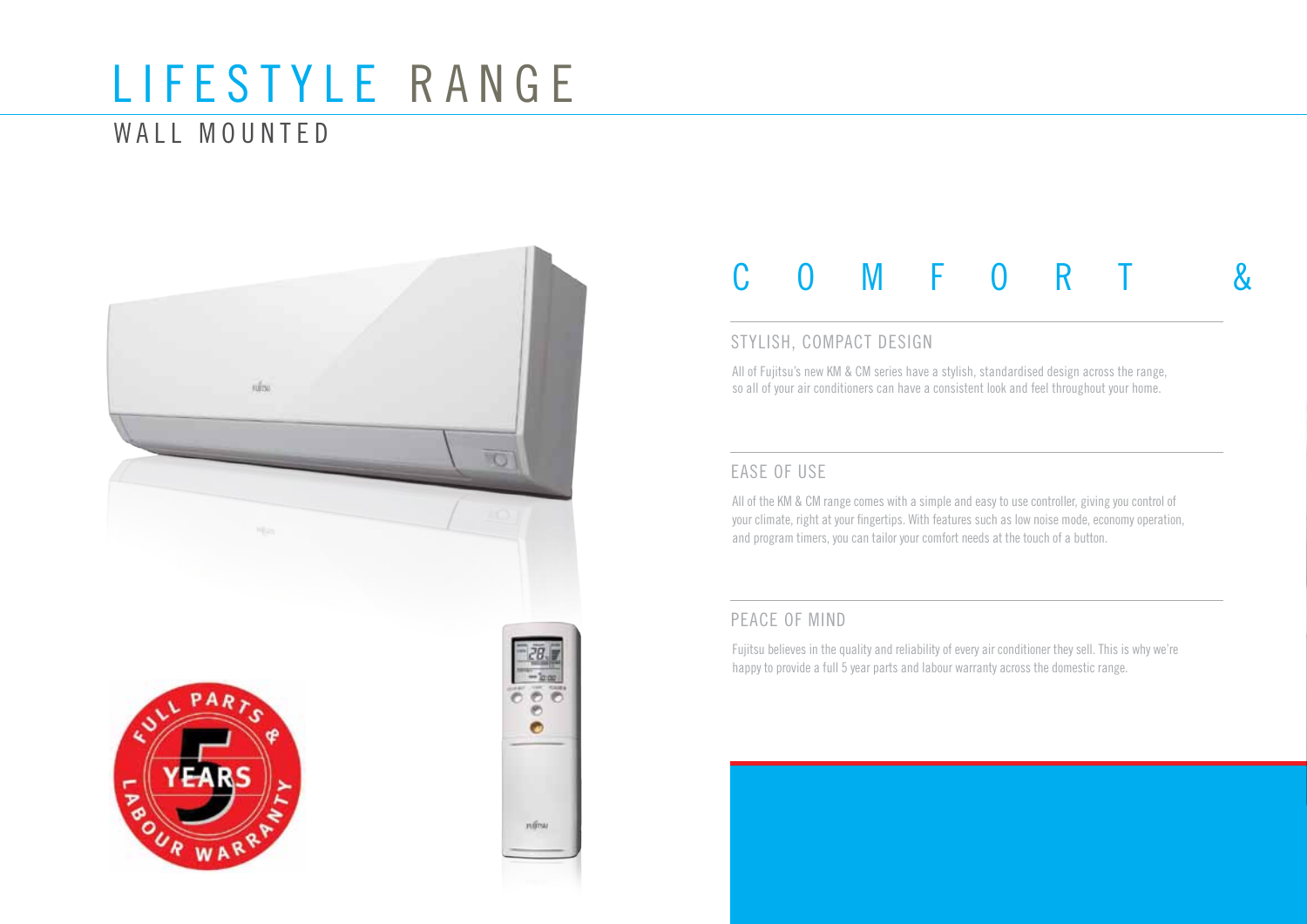# LIFESTYLE RANGE

## WALL MOUNTED

# COMFORT &

### STYLISH, COMPACT DESIGN

All of Fujitsu's new KM & CM series have a stylish, standardised design across the range, so all of your air conditioners can have a consistent look and feel throughout your home.

### EASE OF USE

All of the KM & CM range comes with a simple and easy to use controller, giving you control of your climate, right at your fingertips. With features such as low noise mode, economy operation, and program timers, you can tailor your comfort needs at the touch of a button.

### PEACE OF MIND

Fujitsu believes in the quality and reliability of every air conditioner they sell. This is why we're happy to provide a full 5 year parts and labour warranty across the domestic range.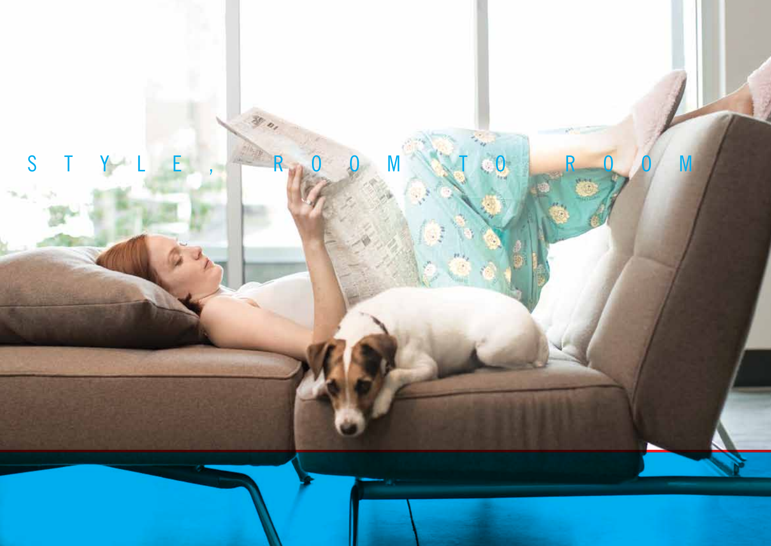STYLE, ROOM TO ROOM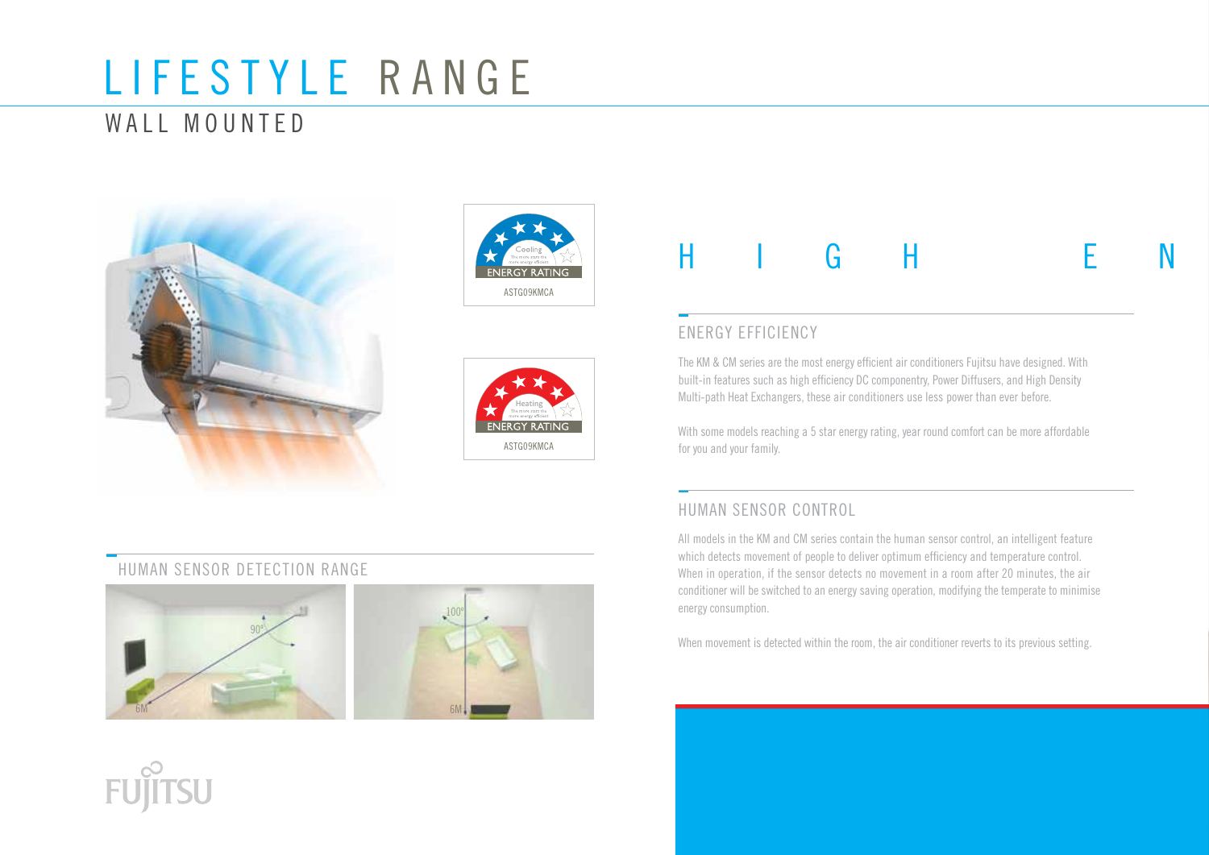# LIFESTYLE RANGE

## WALL MOUNTED

Cooling ENERGY RATING ASTG09KMCA

Heating ENERGY RATING ASTG09KMCA

### HUMAN SENSOR DETECTION RANGE

90° 6M

100° 6M

# H I G H E N

### ENERGY EFFICIENCY

The KM & CM series are the most energy efficient air conditioners Fujitsu have designed. With built-in features such as high efficiency DC componentry, Power Diffusers, and High Density Multi-path Heat Exchangers, these air conditioners use less power than ever before.

With some models reaching a 5 star energy rating, year round comfort can be more affordable for you and your family.

### HUMAN SENSOR CONTROL

All models in the KM and CM series contain the human sensor control, an intelligent feature which detects movement of people to deliver optimum efficiency and temperature control. When in operation, if the sensor detects no movement in a room after 20 minutes, the air conditioner will be switched to an energy saving operation, modifying the temperate to minimise energy consumption.

When movement is detected within the room, the air conditioner reverts to its previous setting.

FUJITSU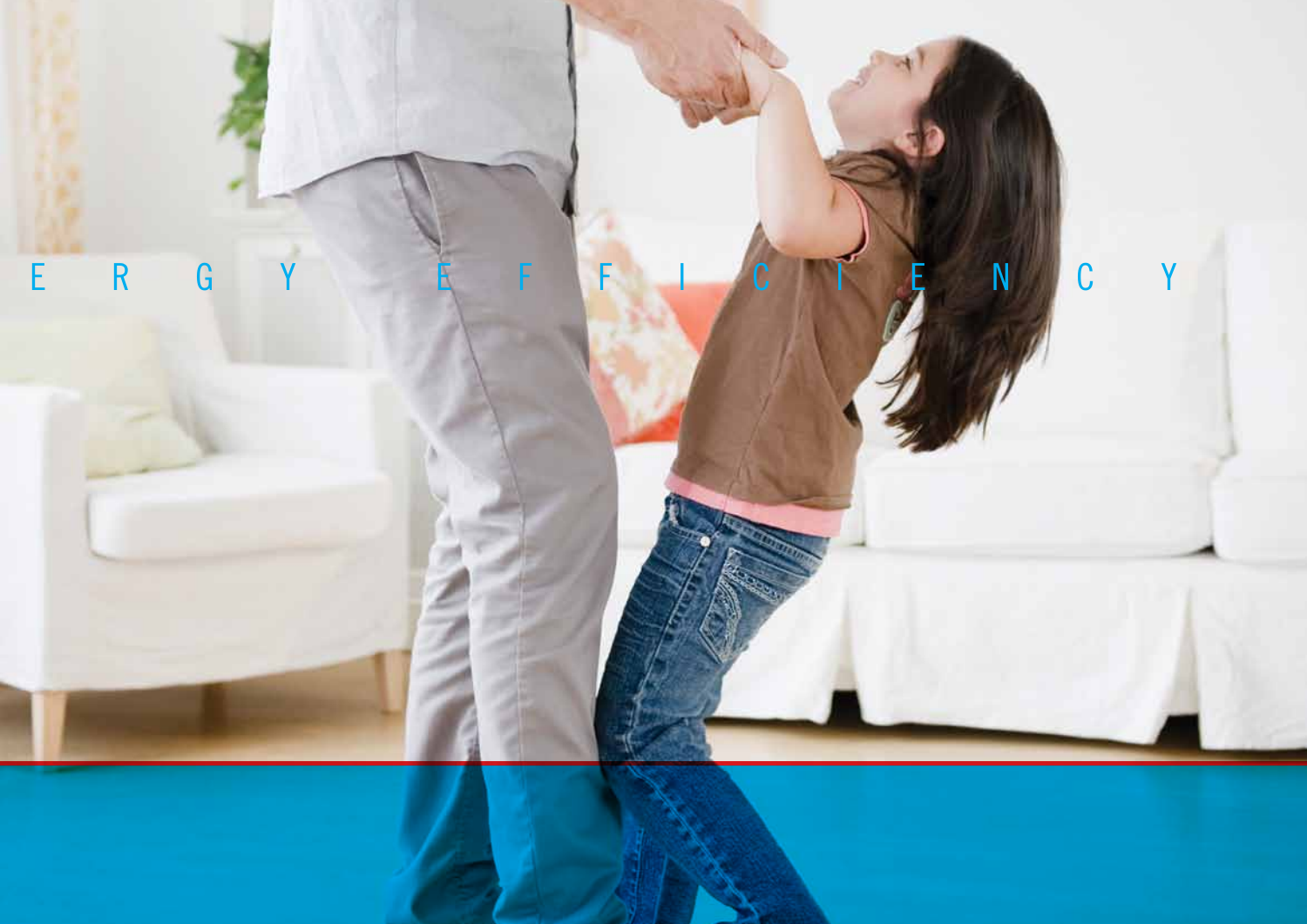E R G Y E F F I C I E N C Y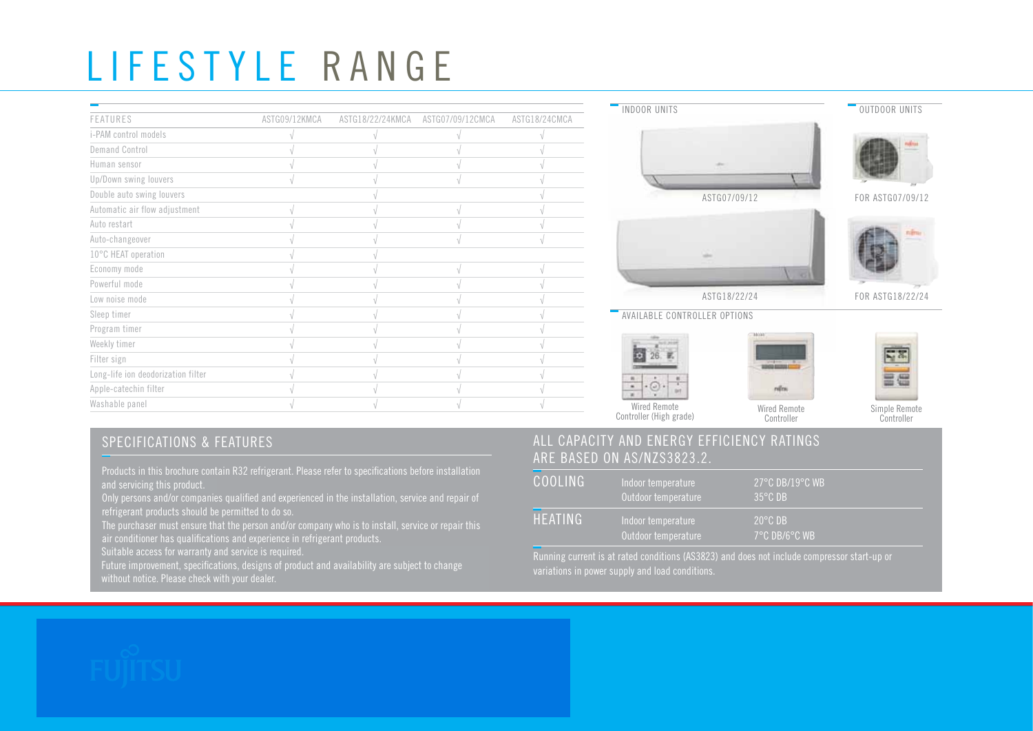# LIFESTYLE RANGE

| FEATURES | ASTG09/12KMCA | ASTG18/22/24KMCA | ASTG07/09/12CMCA | ASTG18/24CMCA |
|---|---|---|---|---|
| i-PAM control models | √ | √ | √ | √ |
| Demand Control | √ | √ | √ | √ |
| Human sensor | √ | √ | √ | √ |
| Up/Down swing louvers | √ | √ | √ | √ |
| Double auto swing louvers | | √ | | √ |
| Automatic air flow adjustment | √ | √ | √ | √ |
| Auto restart | √ | √ | √ | √ |
| Auto-changeover | √ | √ | √ | √ |
| 10°C HEAT operation | √ | √ | | |
| Economy mode | √ | √ | √ | √ |
| Powerful mode | √ | √ | √ | √ |
| Low noise mode | √ | √ | √ | √ |
| Sleep timer | √ | √ | √ | √ |
| Program timer | √ | √ | √ | √ |
| Weekly timer | √ | √ | √ | √ |
| Filter sign | √ | √ | √ | √ |
| Long-life ion deodorization filter | √ | √ | √ | √ |
| Apple-catechin filter | √ | √ | √ | √ |
| Washable panel | √ | √ | √ | √ |

INDOOR UNITS

ASTG07/09/12

ASTG18/22/24

OUTDOOR UNITS

FOR ASTG07/09/12

FOR ASTG18/22/24

AVAILABLE CONTROLLER OPTIONS

Wired Remote Controller (High grade)

Wired Remote Controller

Simple Remote Controller

## SPECIFICATIONS & FEATURES

Products in this brochure contain R32 refrigerant. Please refer to specifications before installation and servicing this product.

Only persons and/or companies qualified and experienced in the installation, service and repair of refrigerant products should be permitted to do so.

The purchaser must ensure that the person and/or company who is to install, service or repair this air conditioner has qualifications and experience in refrigerant products.

Suitable access for warranty and service is required.

Future improvement, specifications, designs of product and availability are subject to change without notice. Please check with your dealer.

## ALL CAPACITY AND ENERGY EFFICIENCY RATINGS ARE BASED ON AS/NZS3823.2.

| | | |
|---|---|---|
| COOLING | Indoor temperature | 27°C DB/19°C WB |
| | Outdoor temperature | 35°C DB |
| HEATING | Indoor temperature | 20°C DB |
| | Outdoor temperature | 7°C DB/6°C WB |

Running current is at rated conditions (AS3823) and does not include compressor start-up or variations in power supply and load conditions.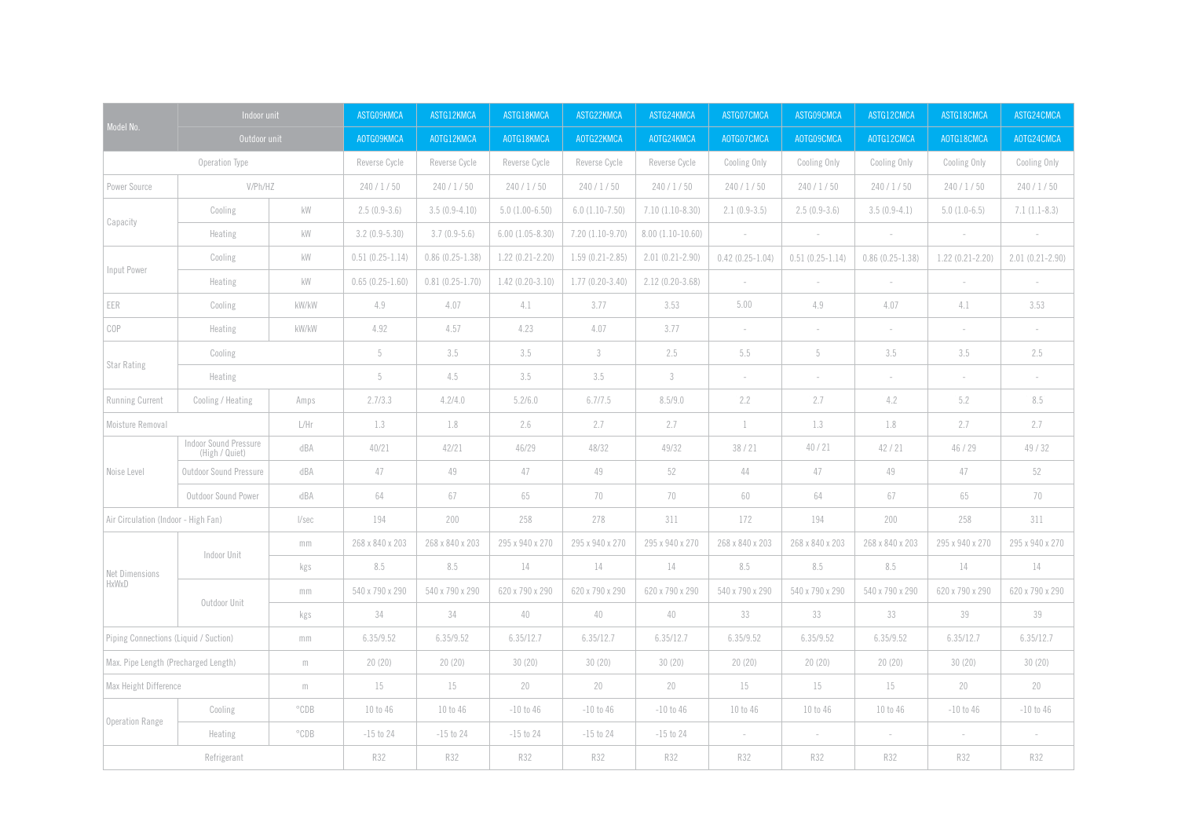| Model No. | Indoor unit | | ASTG09KMCA | ASTG12KMCA | ASTG18KMCA | ASTG22KMCA | ASTG24KMCA | ASTG07CMCA | ASTG09CMCA | ASTG12CMCA | ASTG18CMCA | ASTG24CMCA |
|---|---|---|---|---|---|---|---|---|---|---|---|---|
| | Outdoor unit | | AOTG09KMCA | AOTG12KMCA | AOTG18KMCA | AOTG22KMCA | AOTG24KMCA | AOTG07CMCA | AOTG09CMCA | AOTG12CMCA | AOTG18CMCA | AOTG24CMCA |
| Operation Type | | | Reverse Cycle | Reverse Cycle | Reverse Cycle | Reverse Cycle | Reverse Cycle | Cooling Only | Cooling Only | Cooling Only | Cooling Only | Cooling Only |
| Power Source | V/Ph/HZ | | 240 / 1 / 50 | 240 / 1 / 50 | 240 / 1 / 50 | 240 / 1 / 50 | 240 / 1 / 50 | 240 / 1 / 50 | 240 / 1 / 50 | 240 / 1 / 50 | 240 / 1 / 50 | 240 / 1 / 50 |
| Capacity | Cooling | kW | 2.5 (0.9-3.6) | 3.5 (0.9-4.10) | 5.0 (1.00-6.50) | 6.0 (1.10-7.50) | 7.10 (1.10-8.30) | 2.1 (0.9-3.5) | 2.5 (0.9-3.6) | 3.5 (0.9-4.1) | 5.0 (1.0-6.5) | 7.1 (1.1-8.3) |
| | Heating | kW | 3.2 (0.9-5.30) | 3.7 (0.9-5.6) | 6.00 (1.05-8.30) | 7.20 (1.10-9.70) | 8.00 (1.10-10.60) | - | - | - | - | - |
| Input Power | Cooling | kW | 0.51 (0.25-1.14) | 0.86 (0.25-1.38) | 1.22 (0.21-2.20) | 1.59 (0.21-2.85) | 2.01 (0.21-2.90) | 0.42 (0.25-1.04) | 0.51 (0.25-1.14) | 0.86 (0.25-1.38) | 1.22 (0.21-2.20) | 2.01 (0.21-2.90) |
| | Heating | kW | 0.65 (0.25-1.60) | 0.81 (0.25-1.70) | 1.42 (0.20-3.10) | 1.77 (0.20-3.40) | 2.12 (0.20-3.68) | - | - | - | - | - |
| EER | Cooling | kW/kW | 4.9 | 4.07 | 4.1 | 3.77 | 3.53 | 5.00 | 4.9 | 4.07 | 4.1 | 3.53 |
| COP | Heating | kW/kW | 4.92 | 4.57 | 4.23 | 4.07 | 3.77 | - | - | - | - | - |
| Star Rating | Cooling | | 5 | 3.5 | 3.5 | 3 | 2.5 | 5.5 | 5 | 3.5 | 3.5 | 2.5 |
| | Heating | | 5 | 4.5 | 3.5 | 3.5 | 3 | - | - | - | - | - |
| Running Current | Cooling / Heating | Amps | 2.7/3.3 | 4.2/4.0 | 5.2/6.0 | 6.7/7.5 | 8.5/9.0 | 2.2 | 2.7 | 4.2 | 5.2 | 8.5 |
| Moisture Removal | | L/Hr | 1.3 | 1.8 | 2.6 | 2.7 | 2.7 | 1 | 1.3 | 1.8 | 2.7 | 2.7 |
| Noise Level | Indoor Sound Pressure (High / Quiet) | dBA | 40/21 | 42/21 | 46/29 | 48/32 | 49/32 | 38 / 21 | 40 / 21 | 42 / 21 | 46 / 29 | 49 / 32 |
| | Outdoor Sound Pressure | dBA | 47 | 49 | 47 | 49 | 52 | 44 | 47 | 49 | 47 | 52 |
| | Outdoor Sound Power | dBA | 64 | 67 | 65 | 70 | 70 | 60 | 64 | 67 | 65 | 70 |
| Air Circulation (Indoor - High Fan) | | l/sec | 194 | 200 | 258 | 278 | 311 | 172 | 194 | 200 | 258 | 311 |
| Net Dimensions HxWxD | Indoor Unit | mm | 268 x 840 x 203 | 268 x 840 x 203 | 295 x 940 x 270 | 295 x 940 x 270 | 295 x 940 x 270 | 268 x 840 x 203 | 268 x 840 x 203 | 268 x 840 x 203 | 295 x 940 x 270 | 295 x 940 x 270 |
| | | kgs | 8.5 | 8.5 | 14 | 14 | 14 | 8.5 | 8.5 | 8.5 | 14 | 14 |
| | Outdoor Unit | mm | 540 x 790 x 290 | 540 x 790 x 290 | 620 x 790 x 290 | 620 x 790 x 290 | 620 x 790 x 290 | 540 x 790 x 290 | 540 x 790 x 290 | 540 x 790 x 290 | 620 x 790 x 290 | 620 x 790 x 290 |
| | | kgs | 34 | 34 | 40 | 40 | 40 | 33 | 33 | 33 | 39 | 39 |
| Piping Connections (Liquid / Suction) | | mm | 6.35/9.52 | 6.35/9.52 | 6.35/12.7 | 6.35/12.7 | 6.35/12.7 | 6.35/9.52 | 6.35/9.52 | 6.35/9.52 | 6.35/12.7 | 6.35/12.7 |
| Max. Pipe Length (Precharged Length) | | m | 20 (20) | 20 (20) | 30 (20) | 30 (20) | 30 (20) | 20 (20) | 20 (20) | 20 (20) | 30 (20) | 30 (20) |
| Max Height Difference | | m | 15 | 15 | 20 | 20 | 20 | 15 | 15 | 15 | 20 | 20 |
| Operation Range | Cooling | °CDB | 10 to 46 | 10 to 46 | -10 to 46 | -10 to 46 | -10 to 46 | 10 to 46 | 10 to 46 | 10 to 46 | -10 to 46 | -10 to 46 |
| | Heating | °CDB | -15 to 24 | -15 to 24 | -15 to 24 | -15 to 24 | -15 to 24 | - | - | - | - | - |
| Refrigerant | | | R32 | R32 | R32 | R32 | R32 | R32 | R32 | R32 | R32 | R32 |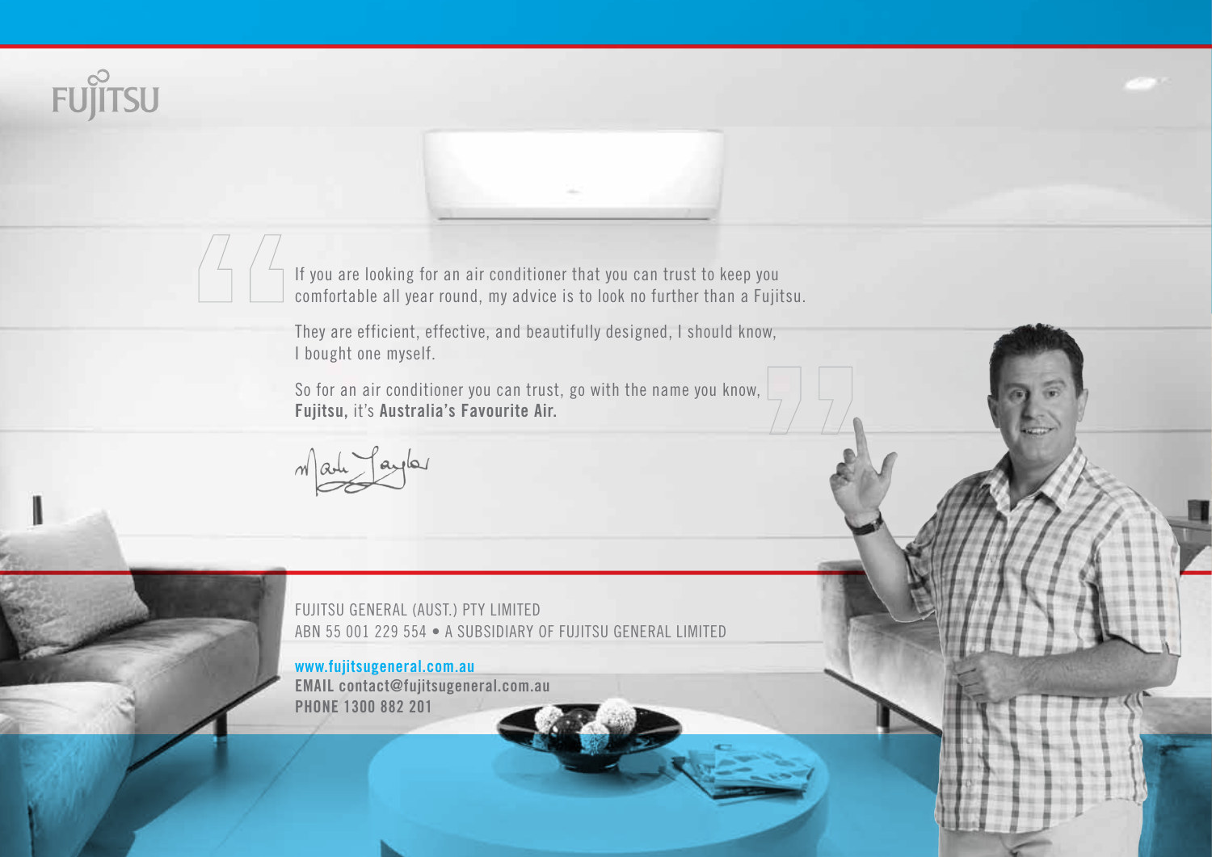FUJITSU

If you are looking for an air conditioner that you can trust to keep you comfortable all year round, my advice is to look no further than a Fujitsu.

They are efficient, effective, and beautifully designed, I should know, I bought one myself.

So for an air conditioner you can trust, go with the name you know, **Fujitsu**, it's **Australia's Favourite Air.**

Mark Taylor

FUJITSU GENERAL (AUST.) PTY LIMITED
ABN 55 001 229 554 • A SUBSIDIARY OF FUJITSU GENERAL LIMITED

**www.fujitsugeneral.com.au**
**EMAIL contact@fujitsugeneral.com.au**
**PHONE 1300 882 201**